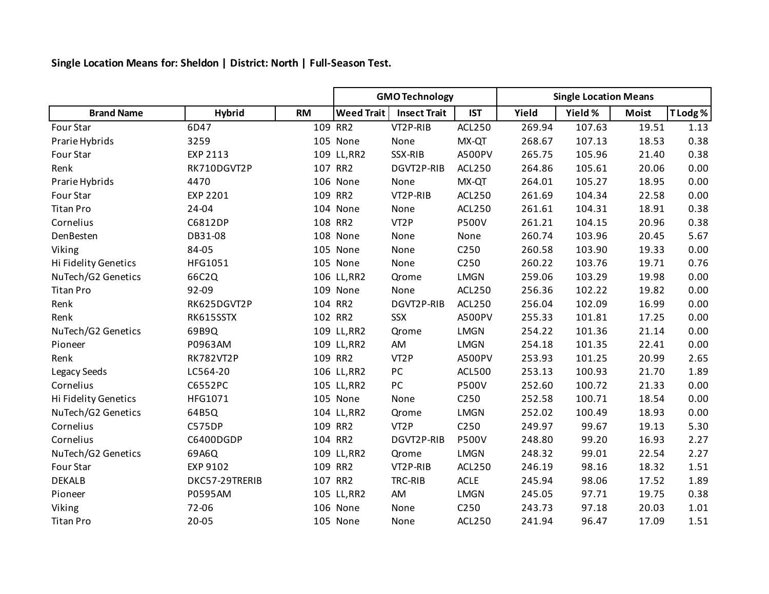**Single Location Means for: Sheldon | District: North | Full-Season Test.**

| | | | GMO Technology | | | Single Location Means | | | |
|---|---|---|---|---|---|---|---|---|---|
| **Brand Name** | **Hybrid** | **RM** | **Weed Trait** | **Insect Trait** | **IST** | **Yield** | **Yield %** | **Moist** | **T Lodg %** |
| Four Star | 6D47 | 109 | RR2 | VT2P-RIB | ACL250 | 269.94 | 107.63 | 19.51 | 1.13 |
| Prarie Hybrids | 3259 | 105 | None | None | MX-QT | 268.67 | 107.13 | 18.53 | 0.38 |
| Four Star | EXP 2113 | 109 | LL,RR2 | SSX-RIB | A500PV | 265.75 | 105.96 | 21.40 | 0.38 |
| Renk | RK710DGVT2P | 107 | RR2 | DGVT2P-RIB | ACL250 | 264.86 | 105.61 | 20.06 | 0.00 |
| Prarie Hybrids | 4470 | 106 | None | None | MX-QT | 264.01 | 105.27 | 18.95 | 0.00 |
| Four Star | EXP 2201 | 109 | RR2 | VT2P-RIB | ACL250 | 261.69 | 104.34 | 22.58 | 0.00 |
| Titan Pro | 24-04 | 104 | None | None | ACL250 | 261.61 | 104.31 | 18.91 | 0.38 |
| Cornelius | C6812DP | 108 | RR2 | VT2P | P500V | 261.21 | 104.15 | 20.96 | 0.38 |
| DenBesten | DB31-08 | 108 | None | None | None | 260.74 | 103.96 | 20.45 | 5.67 |
| Viking | 84-05 | 105 | None | None | C250 | 260.58 | 103.90 | 19.33 | 0.00 |
| Hi Fidelity Genetics | HFG1051 | 105 | None | None | C250 | 260.22 | 103.76 | 19.71 | 0.76 |
| NuTech/G2 Genetics | 66C2Q | 106 | LL,RR2 | Qrome | LMGN | 259.06 | 103.29 | 19.98 | 0.00 |
| Titan Pro | 92-09 | 109 | None | None | ACL250 | 256.36 | 102.22 | 19.82 | 0.00 |
| Renk | RK625DGVT2P | 104 | RR2 | DGVT2P-RIB | ACL250 | 256.04 | 102.09 | 16.99 | 0.00 |
| Renk | RK615SSTX | 102 | RR2 | SSX | A500PV | 255.33 | 101.81 | 17.25 | 0.00 |
| NuTech/G2 Genetics | 69B9Q | 109 | LL,RR2 | Qrome | LMGN | 254.22 | 101.36 | 21.14 | 0.00 |
| Pioneer | P0963AM | 109 | LL,RR2 | AM | LMGN | 254.18 | 101.35 | 22.41 | 0.00 |
| Renk | RK782VT2P | 109 | RR2 | VT2P | A500PV | 253.93 | 101.25 | 20.99 | 2.65 |
| Legacy Seeds | LC564-20 | 106 | LL,RR2 | PC | ACL500 | 253.13 | 100.93 | 21.70 | 1.89 |
| Cornelius | C6552PC | 105 | LL,RR2 | PC | P500V | 252.60 | 100.72 | 21.33 | 0.00 |
| Hi Fidelity Genetics | HFG1071 | 105 | None | None | C250 | 252.58 | 100.71 | 18.54 | 0.00 |
| NuTech/G2 Genetics | 64B5Q | 104 | LL,RR2 | Qrome | LMGN | 252.02 | 100.49 | 18.93 | 0.00 |
| Cornelius | C575DP | 109 | RR2 | VT2P | C250 | 249.97 | 99.67 | 19.13 | 5.30 |
| Cornelius | C6400DGDP | 104 | RR2 | DGVT2P-RIB | P500V | 248.80 | 99.20 | 16.93 | 2.27 |
| NuTech/G2 Genetics | 69A6Q | 109 | LL,RR2 | Qrome | LMGN | 248.32 | 99.01 | 22.54 | 2.27 |
| Four Star | EXP 9102 | 109 | RR2 | VT2P-RIB | ACL250 | 246.19 | 98.16 | 18.32 | 1.51 |
| DEKALB | DKC57-29TRERIB | 107 | RR2 | TRC-RIB | ACLE | 245.94 | 98.06 | 17.52 | 1.89 |
| Pioneer | P0595AM | 105 | LL,RR2 | AM | LMGN | 245.05 | 97.71 | 19.75 | 0.38 |
| Viking | 72-06 | 106 | None | None | C250 | 243.73 | 97.18 | 20.03 | 1.01 |
| Titan Pro | 20-05 | 105 | None | None | ACL250 | 241.94 | 96.47 | 17.09 | 1.51 |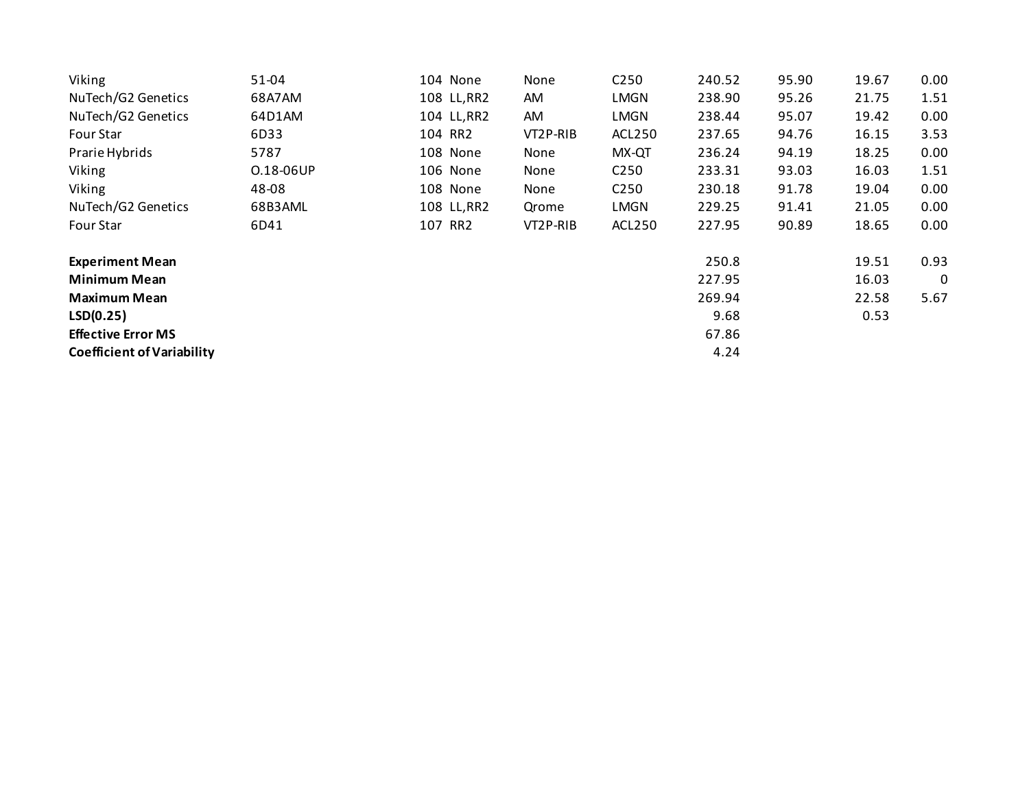| | | | | | | | | | |
|---|---|---|---|---|---|---|---|---|---|
| Viking | 51-04 | 104 | None | None | C250 | 240.52 | 95.90 | 19.67 | 0.00 |
| NuTech/G2 Genetics | 68A7AM | 108 | LL,RR2 | AM | LMGN | 238.90 | 95.26 | 21.75 | 1.51 |
| NuTech/G2 Genetics | 64D1AM | 104 | LL,RR2 | AM | LMGN | 238.44 | 95.07 | 19.42 | 0.00 |
| Four Star | 6D33 | 104 | RR2 | VT2P-RIB | ACL250 | 237.65 | 94.76 | 16.15 | 3.53 |
| Prarie Hybrids | 5787 | 108 | None | None | MX-QT | 236.24 | 94.19 | 18.25 | 0.00 |
| Viking | O.18-06UP | 106 | None | None | C250 | 233.31 | 93.03 | 16.03 | 1.51 |
| Viking | 48-08 | 108 | None | None | C250 | 230.18 | 91.78 | 19.04 | 0.00 |
| NuTech/G2 Genetics | 68B3AML | 108 | LL,RR2 | Qrome | LMGN | 229.25 | 91.41 | 21.05 | 0.00 |
| Four Star | 6D41 | 107 | RR2 | VT2P-RIB | ACL250 | 227.95 | 90.89 | 18.65 | 0.00 |
| **Experiment Mean** | | | | | | 250.8 | | 19.51 | 0.93 |
| **Minimum Mean** | | | | | | 227.95 | | 16.03 | 0 |
| **Maximum Mean** | | | | | | 269.94 | | 22.58 | 5.67 |
| **LSD(0.25)** | | | | | | 9.68 | | 0.53 | |
| **Effective Error MS** | | | | | | 67.86 | | | |
| **Coefficient of Variability** | | | | | | 4.24 | | | |